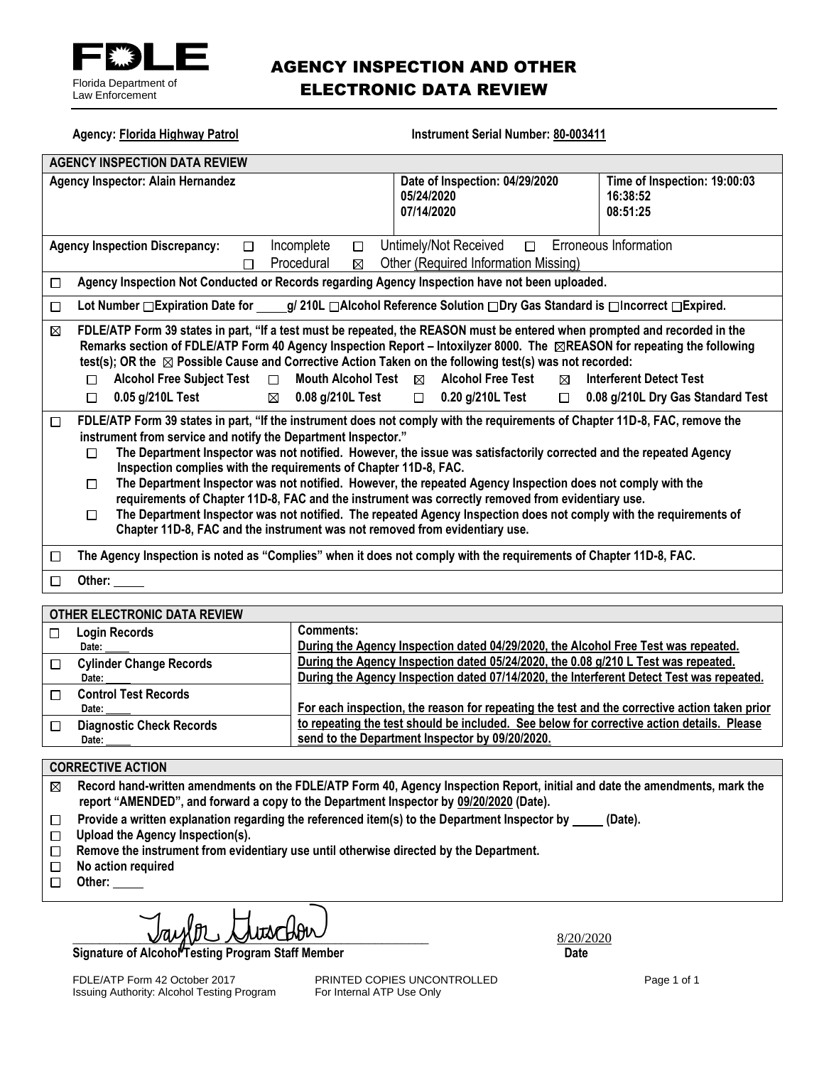**FDLE**
Florida Department of Law Enforcement

# AGENCY INSPECTION AND OTHER ELECTRONIC DATA REVIEW

**Agency: Florida Highway Patrol** **Instrument Serial Number: 80-003411**

| AGENCY INSPECTION DATA REVIEW | | |
|---|---|---|
| **Agency Inspector: Alain Hernandez** | **Date of Inspection: 04/29/2020<br>05/24/2020<br>07/14/2020** | **Time of Inspection: 19:00:03<br>16:38:52<br>08:51:25** |

**Agency Inspection Discrepancy:** ☐ Incomplete ☐ Untimely/Not Received ☐ Erroneous Information ☐ Procedural ☒ Other (Required Information Missing)

☐ **Agency Inspection Not Conducted or Records regarding Agency Inspection have not been uploaded.**

☐ **Lot Number ☐Expiration Date for \_\_\_\_ g/ 210L ☐Alcohol Reference Solution ☐Dry Gas Standard is ☐Incorrect ☐Expired.**

☒ **FDLE/ATP Form 39 states in part, "If a test must be repeated, the REASON must be entered when prompted and recorded in the Remarks section of FDLE/ATP Form 40 Agency Inspection Report – Intoxilyzer 8000. The ☒REASON for repeating the following test(s); OR the ☒ Possible Cause and Corrective Action Taken on the following test(s) was not recorded:**
- ☐ **Alcohol Free Subject Test** ☐ **Mouth Alcohol Test** ☒ **Alcohol Free Test** ☒ **Interferent Detect Test**
- ☐ **0.05 g/210L Test** ☒ **0.08 g/210L Test** ☐ **0.20 g/210L Test** ☐ **0.08 g/210L Dry Gas Standard Test**

☐ **FDLE/ATP Form 39 states in part, "If the instrument does not comply with the requirements of Chapter 11D-8, FAC, remove the instrument from service and notify the Department Inspector."**
- ☐ **The Department Inspector was not notified. However, the issue was satisfactorily corrected and the repeated Agency Inspection complies with the requirements of Chapter 11D-8, FAC.**
- ☐ **The Department Inspector was not notified. However, the repeated Agency Inspection does not comply with the requirements of Chapter 11D-8, FAC and the instrument was correctly removed from evidentiary use.**
- ☐ **The Department Inspector was not notified. The repeated Agency Inspection does not comply with the requirements of Chapter 11D-8, FAC and the instrument was not removed from evidentiary use.**

☐ **The Agency Inspection is noted as "Complies" when it does not comply with the requirements of Chapter 11D-8, FAC.**

☐ **Other:** \_\_\_\_

| OTHER ELECTRONIC DATA REVIEW | |
|---|---|
| ☐ **Login Records**<br>Date: \_\_\_\_ | **Comments:**<br>During the Agency Inspection dated 04/29/2020, the Alcohol Free Test was repeated. |
| ☐ **Cylinder Change Records**<br>Date: \_\_\_\_ | During the Agency Inspection dated 05/24/2020, the 0.08 g/210 L Test was repeated.<br>During the Agency Inspection dated 07/14/2020, the Interferent Detect Test was repeated. |
| ☐ **Control Test Records**<br>Date: \_\_\_\_ | For each inspection, the reason for repeating the test and the corrective action taken prior |
| ☐ **Diagnostic Check Records**<br>Date: \_\_\_\_ | to repeating the test should be included. See below for corrective action details. Please send to the Department Inspector by 09/20/2020. |

**CORRECTIVE ACTION**

- ☒ **Record hand-written amendments on the FDLE/ATP Form 40, Agency Inspection Report, initial and date the amendments, mark the report "AMENDED", and forward a copy to the Department Inspector by 09/20/2020 (Date).**
- ☐ **Provide a written explanation regarding the referenced item(s) to the Department Inspector by \_\_\_\_ (Date).**
- ☐ **Upload the Agency Inspection(s).**
- ☐ **Remove the instrument from evidentiary use until otherwise directed by the Department.**
- ☐ **No action required**
- ☐ **Other:** \_\_\_\_

Taylor Gustafson 8/20/2020

**Signature of Alcohol Testing Program Staff Member** **Date**

FDLE/ATP Form 42 October 2017 PRINTED COPIES UNCONTROLLED
Issuing Authority: Alcohol Testing Program For Internal ATP Use Only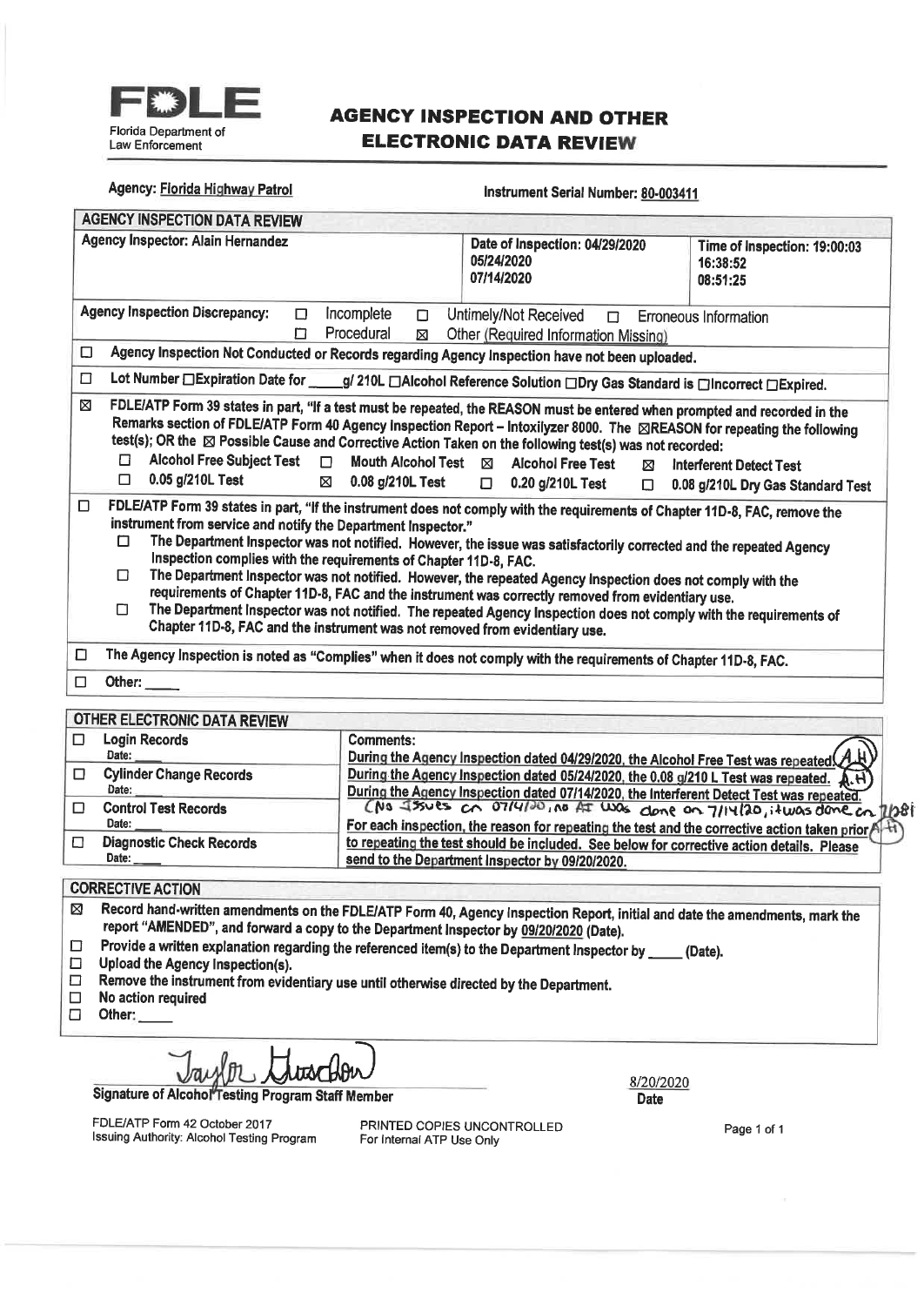**FDLE**

Florida Department of Law Enforcement

# AGENCY INSPECTION AND OTHER ELECTRONIC DATA REVIEW

**Agency:** Florida Highway Patrol **Instrument Serial Number:** 80-003411

## AGENCY INSPECTION DATA REVIEW

| Agency Inspector: Alain Hernandez | Date of Inspection: 04/29/2020 05/24/2020 07/14/2020 | Time of Inspection: 19:00:03 16:38:52 08:51:25 |
|---|---|---|

**Agency Inspection Discrepancy:** ☐ Incomplete ☐ Untimely/Not Received ☐ Erroneous Information ☐ Procedural ☒ Other (Required Information Missing)

☐ Agency Inspection Not Conducted or Records regarding Agency Inspection have not been uploaded.

☐ Lot Number ☐Expiration Date for ____g/ 210L ☐Alcohol Reference Solution ☐Dry Gas Standard is ☐Incorrect ☐Expired.

☒ FDLE/ATP Form 39 states in part, "If a test must be repeated, the REASON must be entered when prompted and recorded in the Remarks section of FDLE/ATP Form 40 Agency Inspection Report – Intoxilyzer 8000. The ☒REASON for repeating the following test(s); OR the ☒ Possible Cause and Corrective Action Taken on the following test(s) was not recorded:

- ☐ Alcohol Free Subject Test ☐ Mouth Alcohol Test ☒ Alcohol Free Test ☒ Interferent Detect Test
- ☐ 0.05 g/210L Test ☒ 0.08 g/210L Test ☐ 0.20 g/210L Test ☐ 0.08 g/210L Dry Gas Standard Test

☐ FDLE/ATP Form 39 states in part, "If the instrument does not comply with the requirements of Chapter 11D-8, FAC, remove the instrument from service and notify the Department Inspector."

- ☐ The Department Inspector was not notified. However, the issue was satisfactorily corrected and the repeated Agency Inspection complies with the requirements of Chapter 11D-8, FAC.
- ☐ The Department Inspector was not notified. However, the repeated Agency Inspection does not comply with the requirements of Chapter 11D-8, FAC and the instrument was correctly removed from evidentiary use.
- ☐ The Department Inspector was not notified. The repeated Agency Inspection does not comply with the requirements of Chapter 11D-8, FAC and the instrument was not removed from evidentiary use.

☐ The Agency Inspection is noted as "Complies" when it does not comply with the requirements of Chapter 11D-8, FAC.

☐ Other: ____

## OTHER ELECTRONIC DATA REVIEW

| | |
|---|---|
| ☐ **Login Records** Date: ____ | **Comments:** During the Agency Inspection dated 04/29/2020, the Alcohol Free Test was repeated. (A.H) |
| ☐ **Cylinder Change Records** Date: ____ | During the Agency Inspection dated 05/24/2020, the 0.08 g/210 L Test was repeated. (A.H) |
| ☐ **Control Test Records** Date: ____ | During the Agency Inspection dated 07/14/2020, the Interferent Detect Test was repeated. (No issues on 07/14/20, no AI was done on 7/14/20, it was done on 7/28) For each inspection, the reason for repeating the test and the corrective action taken prior (A.H) |
| ☐ **Diagnostic Check Records** Date: ____ | to repeating the test should be included. See below for corrective action details. Please send to the Department Inspector by 09/20/2020. |

## CORRECTIVE ACTION

- ☒ Record hand-written amendments on the FDLE/ATP Form 40, Agency Inspection Report, initial and date the amendments, mark the report "AMENDED", and forward a copy to the Department Inspector by 09/20/2020 (Date).
- ☐ Provide a written explanation regarding the referenced item(s) to the Department Inspector by ____ (Date).
- ☐ Upload the Agency Inspection(s).
- ☐ Remove the instrument from evidentiary use until otherwise directed by the Department.
- ☐ No action required
- ☐ Other: ____

Taylor Hutchison (signature)

**Signature of Alcohol Testing Program Staff Member** 8/20/2020 **Date**

FDLE/ATP Form 42 October 2017
Issuing Authority: Alcohol Testing Program

PRINTED COPIES UNCONTROLLED
For Internal ATP Use Only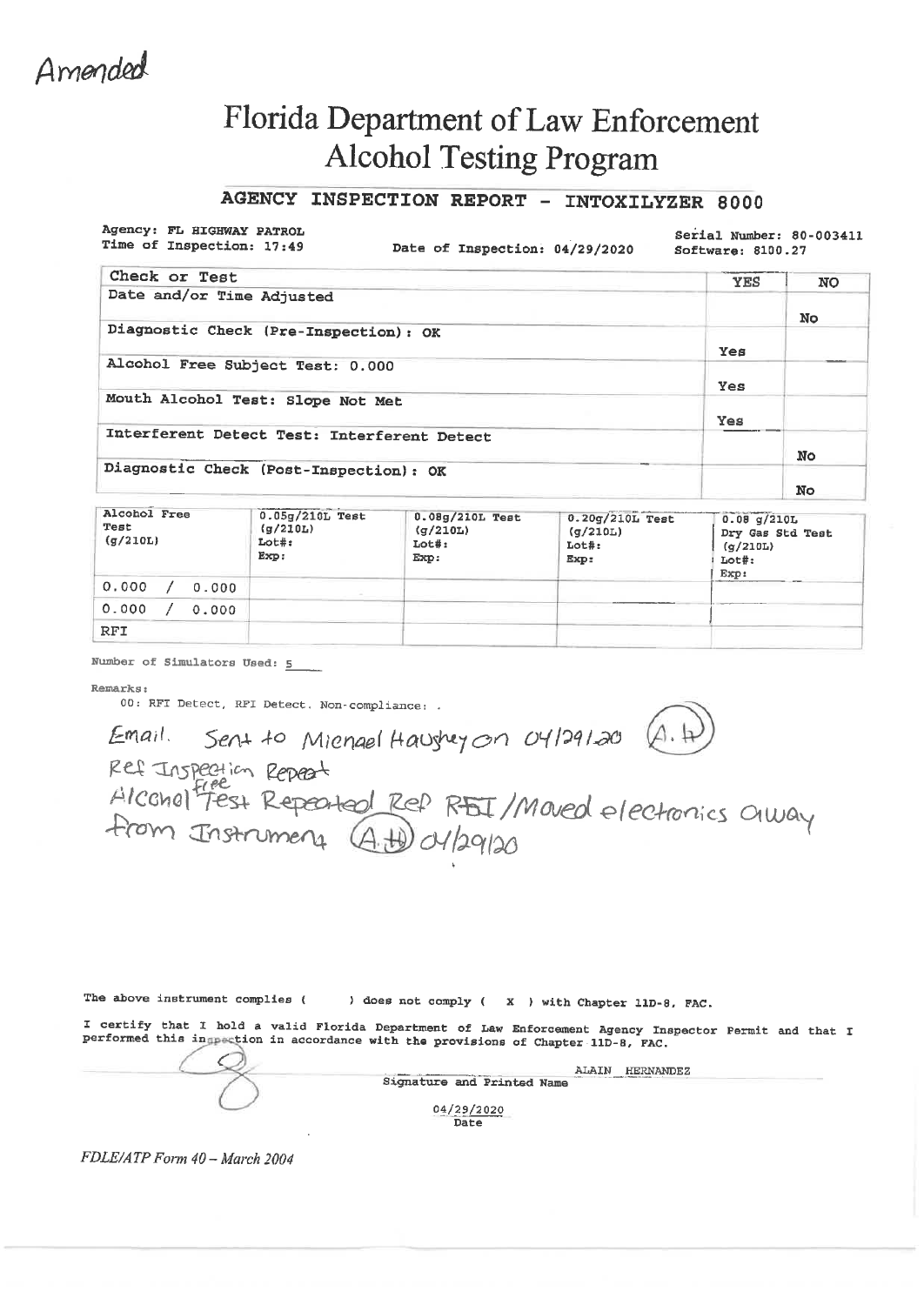Amended

# Florida Department of Law Enforcement
# Alcohol Testing Program

## AGENCY INSPECTION REPORT - INTOXILYZER 8000

Agency: FL HIGHWAY PATROL
Time of Inspection: 17:49

Date of Inspection: 04/29/2020

Serial Number: 80-003411
Software: 8100.27

| Check or Test | YES | NO |
|---|---|---|
| Date and/or Time Adjusted | | No |
| Diagnostic Check (Pre-Inspection): OK | Yes | |
| Alcohol Free Subject Test: 0.000 | Yes | |
| Mouth Alcohol Test: Slope Not Met | Yes | |
| Interferent Detect Test: Interferent Detect | | No |
| Diagnostic Check (Post-Inspection): OK | | No |

| Alcohol Free Test (g/210L) | 0.05g/210L Test (g/210L) Lot#: Exp: | 0.08g/210L Test (g/210L) Lot#: Exp: | 0.20g/210L Test (g/210L) Lot#: Exp: | 0.08 g/210L Dry Gas Std Test (g/210L) Lot#: Exp: |
|---|---|---|---|---|
| 0.000 / 0.000 | | | | |
| 0.000 / 0.000 | | | | |
| RFI | | | | |

Number of Simulators Used: 5

Remarks:

00: RFI Detect, RFI Detect. Non-compliance: .

Email. Sent to Michael Haughey on 04/29/20 (A.H)

Ref Inspection Repeat

Alcohol Free Test Repeated Ref RFI/Moved electronics away from Instrument (A.H) 04/29/20

The above instrument complies ( ) does not comply ( X ) with Chapter 11D-8, FAC.

I certify that I hold a valid Florida Department of Law Enforcement Agency Inspector Permit and that I performed this inspection in accordance with the provisions of Chapter 11D-8, FAC.

ALAIN HERNANDEZ
Signature and Printed Name

04/29/2020
Date

*FDLE/ATP Form 40 – March 2004*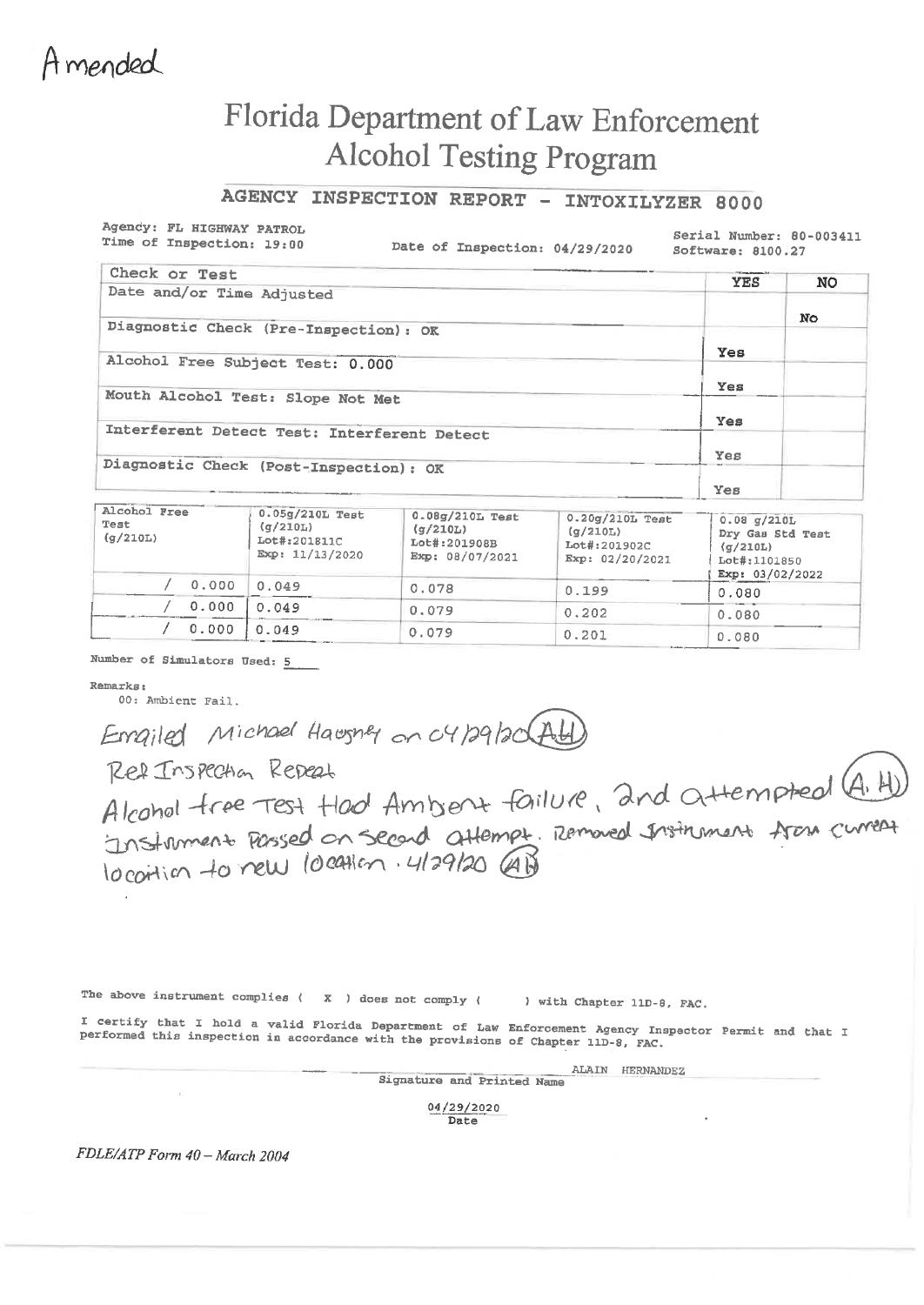Amended

# Florida Department of Law Enforcement
# Alcohol Testing Program

## AGENCY INSPECTION REPORT - INTOXILYZER 8000

Agency: FL HIGHWAY PATROL
Time of Inspection: 19:00

Date of Inspection: 04/29/2020

Serial Number: 80-003411
Software: 8100.27

| Check or Test | YES | NO |
|---|---|---|
| Date and/or Time Adjusted | | No |
| Diagnostic Check (Pre-Inspection): OK | Yes | |
| Alcohol Free Subject Test: 0.000 | Yes | |
| Mouth Alcohol Test: Slope Not Met | Yes | |
| Interferent Detect Test: Interferent Detect | Yes | |
| Diagnostic Check (Post-Inspection): OK | Yes | |

| Alcohol Free Test (g/210L) | 0.05g/210L Test (g/210L) Lot#:201811C Exp: 11/13/2020 | 0.08g/210L Test (g/210L) Lot#:201908B Exp: 08/07/2021 | 0.20g/210L Test (g/210L) Lot#:201902C Exp: 02/20/2021 | 0.08 g/210L Dry Gas Std Test (g/210L) Lot#:1101850 Exp: 03/02/2022 |
|---|---|---|---|---|
| / 0.000 | 0.049 | 0.078 | 0.199 | 0.080 |
| / 0.000 | 0.049 | 0.079 | 0.202 | 0.080 |
| / 0.000 | 0.049 | 0.079 | 0.201 | 0.080 |

Number of Simulators Used: 5

Remarks:
00: Ambient Fail.

Emailed Michael Haughey on 04/29/20 (AH)

Ref Inspection Repeat

Alcohol free Test Had Ambient failure, 2nd attempted (A. H) Instrument Passed on second attempt. Removed Instrument from current location to new location. 4/29/20 (AH)

The above instrument complies ( X ) does not comply ( ) with Chapter 11D-8, FAC.

I certify that I hold a valid Florida Department of Law Enforcement Agency Inspector Permit and that I performed this inspection in accordance with the provisions of Chapter 11D-8, FAC.

ALAIN HERNANDEZ
Signature and Printed Name

04/29/2020
Date

*FDLE/ATP Form 40 – March 2004*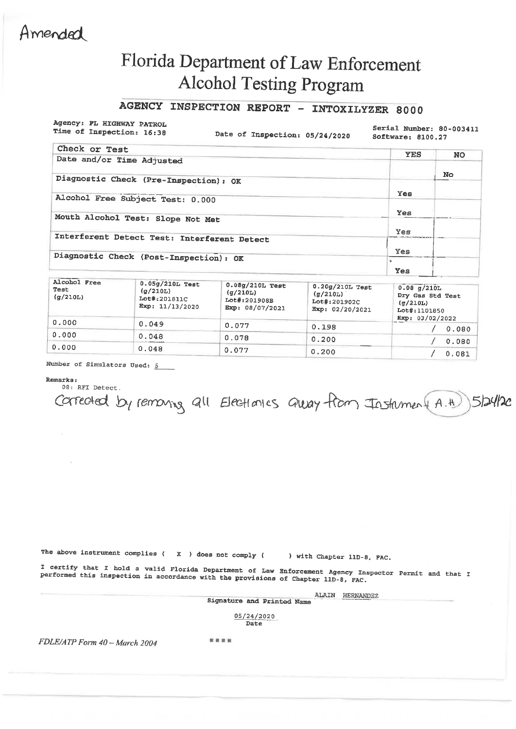Amended

# Florida Department of Law Enforcement
# Alcohol Testing Program

## AGENCY INSPECTION REPORT - INTOXILYZER 8000

Agency: FL HIGHWAY PATROL
Time of Inspection: 16:38

Date of Inspection: 05/24/2020

Serial Number: 80-003411
Software: 8100.27

| Check or Test | YES | NO |
|---|---|---|
| Date and/or Time Adjusted | | No |
| Diagnostic Check (Pre-Inspection): OK | Yes | |
| Alcohol Free Subject Test: 0.000 | Yes | |
| Mouth Alcohol Test: Slope Not Met | Yes | |
| Interferent Detect Test: Interferent Detect | Yes | |
| Diagnostic Check (Post-Inspection): OK | Yes | |

| Alcohol Free Test (g/210L) | 0.05g/210L Test (g/210L) Lot#:201811C Exp: 11/13/2020 | 0.08g/210L Test (g/210L) Lot#:201908B Exp: 08/07/2021 | 0.20g/210L Test (g/210L) Lot#:201902C Exp: 02/20/2021 | 0.08 g/210L Dry Gas Std Test (g/210L) Lot#:1101850 Exp: 03/02/2022 |
|---|---|---|---|---|
| 0.000 | 0.049 | 0.077 | 0.198 | / 0.080 |
| 0.000 | 0.048 | 0.078 | 0.200 | / 0.080 |
| 0.000 | 0.048 | 0.077 | 0.200 | / 0.081 |

Number of Simulators Used: 5

Remarks:
08: RFI Detect.

Corrected by removing all Electronics away from Instrument (A.H) 5/24/20

The above instrument complies ( X ) does not comply ( ) with Chapter 11D-8, FAC.

I certify that I hold a valid Florida Department of Law Enforcement Agency Inspector Permit and that I performed this inspection in accordance with the provisions of Chapter 11D-8, FAC.

ALAIN HERNANDEZ
Signature and Printed Name

05/24/2020
Date

*FDLE/ATP Form 40 – March 2004*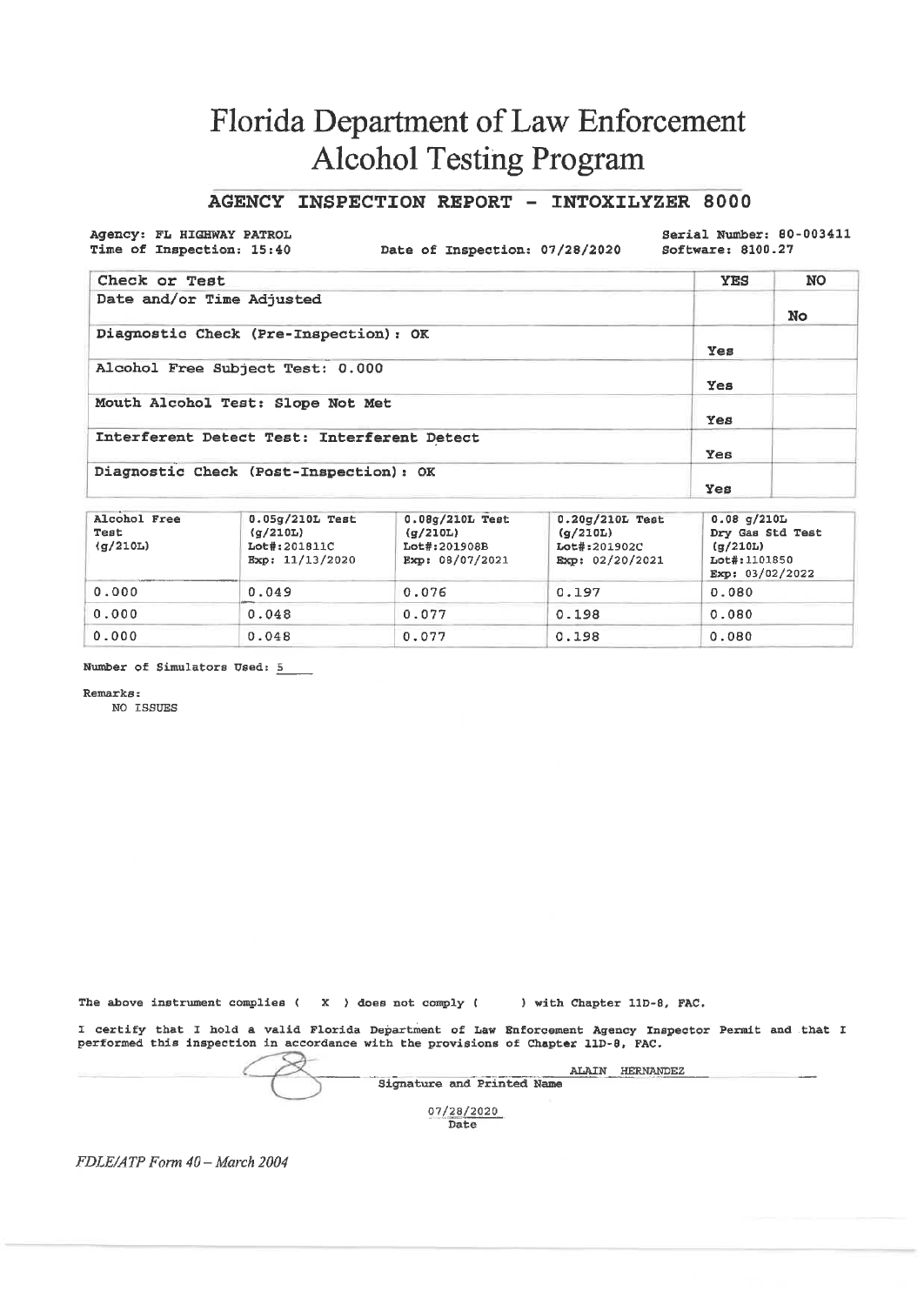# Florida Department of Law Enforcement
# Alcohol Testing Program

## AGENCY INSPECTION REPORT - INTOXILYZER 8000

Agency: FL HIGHWAY PATROL
Time of Inspection: 15:40
Date of Inspection: 07/28/2020
Serial Number: 80-003411
Software: 8100.27

| Check or Test | YES | NO |
|---|---|---|
| Date and/or Time Adjusted | | No |
| Diagnostic Check (Pre-Inspection): OK | Yes | |
| Alcohol Free Subject Test: 0.000 | Yes | |
| Mouth Alcohol Test: Slope Not Met | Yes | |
| Interferent Detect Test: Interferent Detect | Yes | |
| Diagnostic Check (Post-Inspection): OK | Yes | |

| Alcohol Free Test (g/210L) | 0.05g/210L Test (g/210L) Lot#:201811C Exp: 11/13/2020 | 0.08g/210L Test (g/210L) Lot#:201908B Exp: 08/07/2021 | 0.20g/210L Test (g/210L) Lot#:201902C Exp: 02/20/2021 | 0.08 g/210L Dry Gas Std Test (g/210L) Lot#:1101850 Exp: 03/02/2022 |
|---|---|---|---|---|
| 0.000 | 0.049 | 0.076 | 0.197 | 0.080 |
| 0.000 | 0.048 | 0.077 | 0.198 | 0.080 |
| 0.000 | 0.048 | 0.077 | 0.198 | 0.080 |

Number of Simulators Used: 5

Remarks:
NO ISSUES

The above instrument complies ( X ) does not comply ( ) with Chapter 11D-8, FAC.

I certify that I hold a valid Florida Department of Law Enforcement Agency Inspector Permit and that I performed this inspection in accordance with the provisions of Chapter 11D-8, FAC.

ALAIN HERNANDEZ
Signature and Printed Name

07/28/2020
Date

*FDLE/ATP Form 40 – March 2004*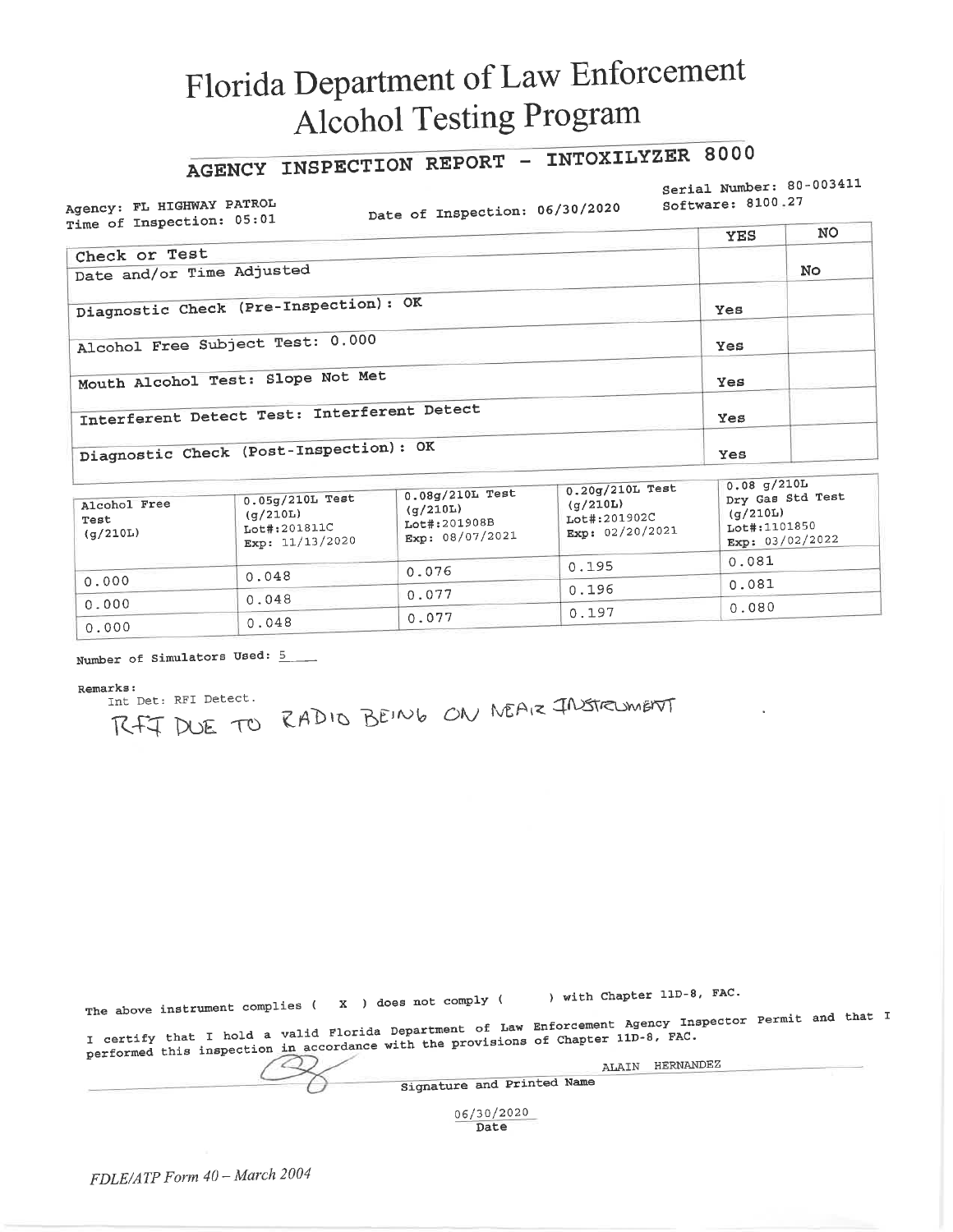# Florida Department of Law Enforcement
## Alcohol Testing Program

### AGENCY INSPECTION REPORT - INTOXILYZER 8000

Agency: FL HIGHWAY PATROL
Time of Inspection: 05:01

Date of Inspection: 06/30/2020

Serial Number: 80-003411
Software: 8100.27

| Check or Test | YES | NO |
|---|---|---|
| Date and/or Time Adjusted | | No |
| Diagnostic Check (Pre-Inspection): OK | Yes | |
| Alcohol Free Subject Test: 0.000 | Yes | |
| Mouth Alcohol Test: Slope Not Met | Yes | |
| Interferent Detect Test: Interferent Detect | Yes | |
| Diagnostic Check (Post-Inspection): OK | Yes | |

| Alcohol Free Test (g/210L) | 0.05g/210L Test (g/210L) Lot#:201811C Exp: 11/13/2020 | 0.08g/210L Test (g/210L) Lot#:201908B Exp: 08/07/2021 | 0.20g/210L Test (g/210L) Lot#:201902C Exp: 02/20/2021 | 0.08 g/210L Dry Gas Std Test (g/210L) Lot#:1101850 Exp: 03/02/2022 |
|---|---|---|---|---|
| 0.000 | 0.048 | 0.076 | 0.195 | 0.081 |
| 0.000 | 0.048 | 0.077 | 0.196 | 0.081 |
| 0.000 | 0.048 | 0.077 | 0.197 | 0.080 |

Number of Simulators Used: 5

Remarks:
Int Det: RFI Detect.
RFI DUE TO RADIO BEING ON NEAR INSTRUMENT

The above instrument complies ( X ) does not comply ( ) with Chapter 11D-8, FAC.

I certify that I hold a valid Florida Department of Law Enforcement Agency Inspector Permit and that I performed this inspection in accordance with the provisions of Chapter 11D-8, FAC.

ALAIN HERNANDEZ
Signature and Printed Name

06/30/2020
Date

*FDLE/ATP Form 40 – March 2004*